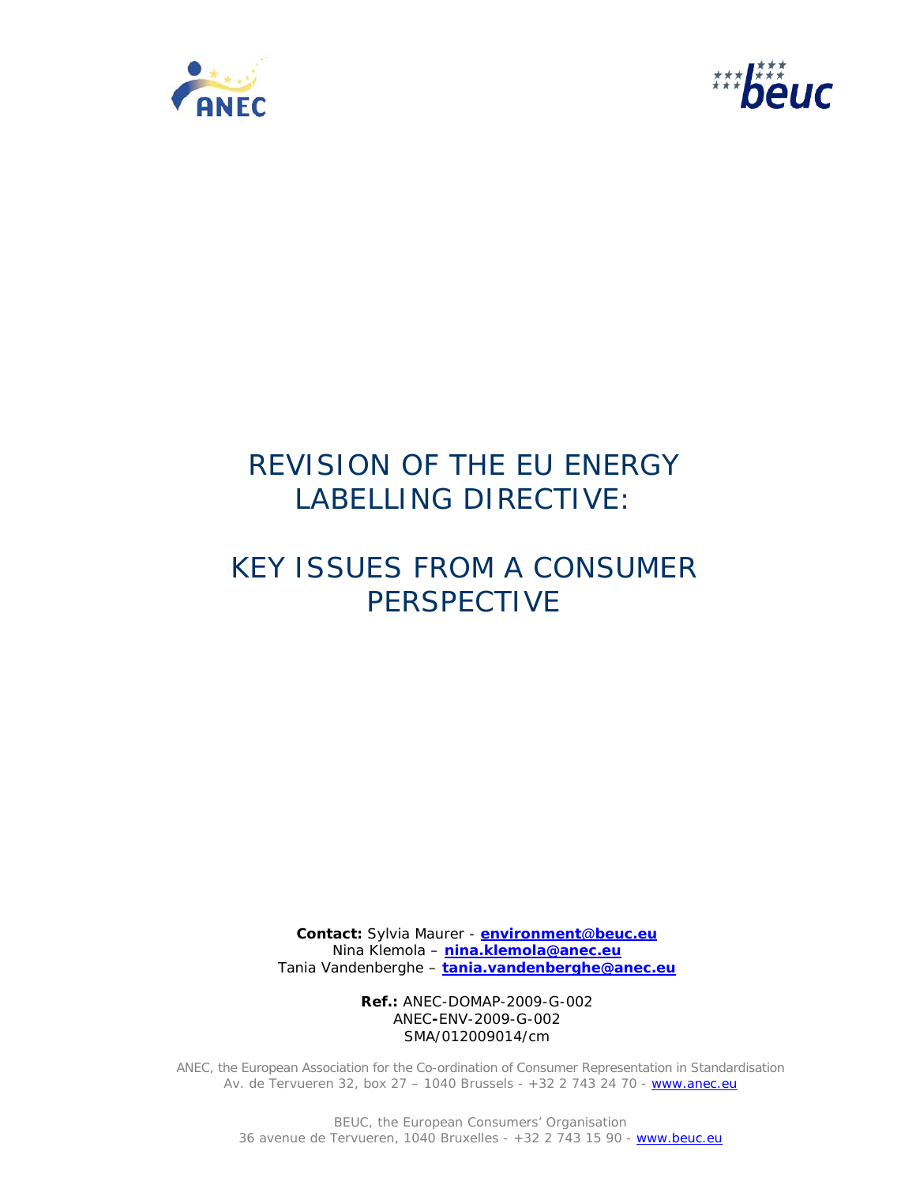# REVISION OF THE EU ENERGY LABELLING DIRECTIVE:

# KEY ISSUES FROM A CONSUMER PERSPECTIVE

**Contact:** Sylvia Maurer - **environment@beuc.eu**
Nina Klemola – **nina.klemola@anec.eu**
Tania Vandenberghe – **tania.vandenberghe@anec.eu**

**Ref.:** ANEC-DOMAP-2009-G-002
ANEC-ENV-2009-G-002
SMA/012009014/cm

ANEC, the European Association for the Co-ordination of Consumer Representation in Standardisation
Av. de Tervueren 32, box 27 – 1040 Brussels - +32 2 743 24 70 - www.anec.eu

BEUC, the European Consumers' Organisation
36 avenue de Tervueren, 1040 Bruxelles - +32 2 743 15 90 - www.beuc.eu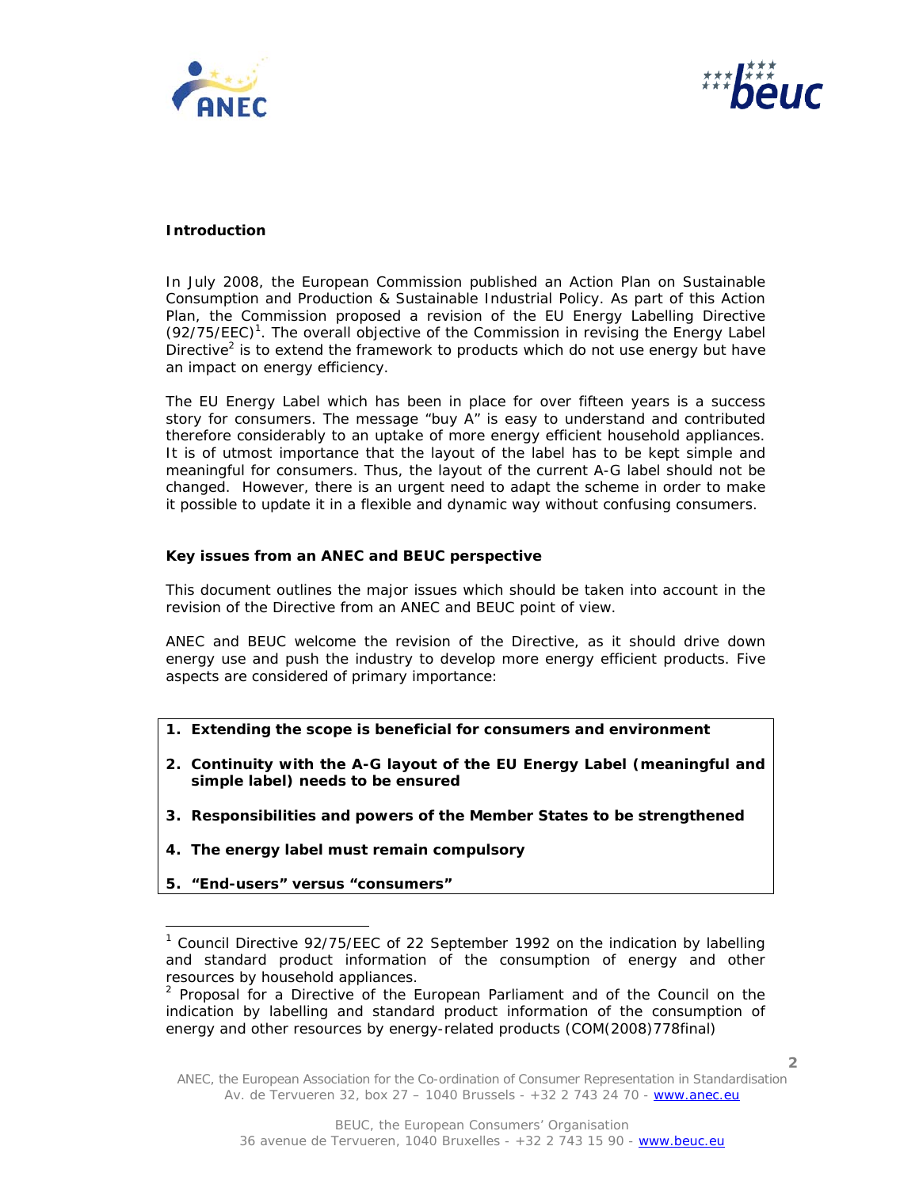**Introduction**

In July 2008, the European Commission published an Action Plan on Sustainable Consumption and Production & Sustainable Industrial Policy. As part of this Action Plan, the Commission proposed a revision of the EU Energy Labelling Directive (92/75/EEC)[1]. The overall objective of the Commission in revising the Energy Label Directive[2] is to extend the framework to products which do not use energy but have an impact on energy efficiency.

The EU Energy Label which has been in place for over fifteen years is a success story for consumers. The message "buy A" is easy to understand and contributed therefore considerably to an uptake of more energy efficient household appliances. It is of utmost importance that the layout of the label has to be kept simple and meaningful for consumers. Thus, the layout of the current A-G label should not be changed. However, there is an urgent need to adapt the scheme in order to make it possible to update it in a flexible and dynamic way without confusing consumers.

**Key issues from an ANEC and BEUC perspective**

This document outlines the major issues which should be taken into account in the revision of the Directive from an ANEC and BEUC point of view.

ANEC and BEUC welcome the revision of the Directive, as it should drive down energy use and push the industry to develop more energy efficient products. Five aspects are considered of primary importance:

1. **Extending the scope is beneficial for consumers and environment**
2. **Continuity with the A-G layout of the EU Energy Label (meaningful and simple label) needs to be ensured**
3. **Responsibilities and powers of the Member States to be strengthened**
4. **The energy label must remain compulsory**
5. **"End-users" versus "consumers"**

---

[1] Council Directive 92/75/EEC of 22 September 1992 on the indication by labelling and standard product information of the consumption of energy and other resources by household appliances.

[2] Proposal for a Directive of the European Parliament and of the Council on the indication by labelling and standard product information of the consumption of energy and other resources by energy-related products (COM(2008)778final)

ANEC, the European Association for the Co-ordination of Consumer Representation in Standardisation
Av. de Tervueren 32, box 27 – 1040 Brussels - +32 2 743 24 70 - www.anec.eu

BEUC, the European Consumers' Organisation
36 avenue de Tervueren, 1040 Bruxelles - +32 2 743 15 90 - www.beuc.eu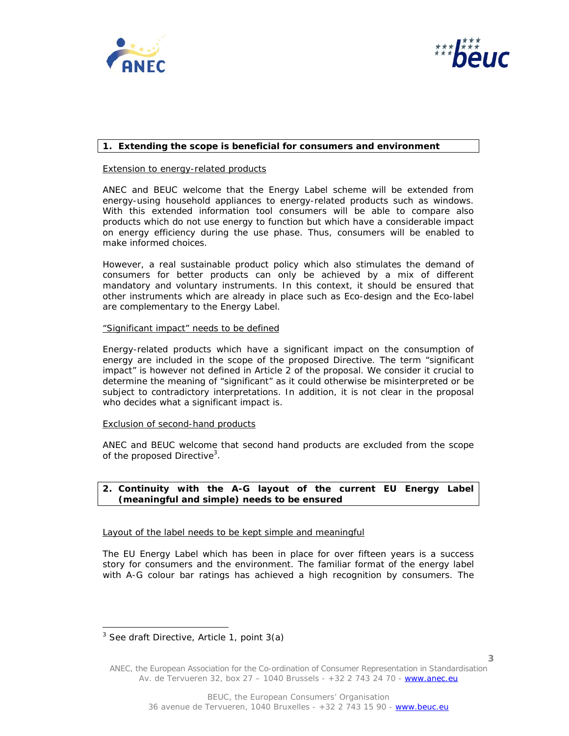## 1. Extending the scope is beneficial for consumers and environment

Extension to energy-related products

ANEC and BEUC welcome that the Energy Label scheme will be extended from energy-using household appliances to energy-related products such as windows. With this extended information tool consumers will be able to compare also products which do not use energy to function but which have a considerable impact on energy efficiency during the use phase. Thus, consumers will be enabled to make informed choices.

However, a real sustainable product policy which also stimulates the demand of consumers for better products can only be achieved by a mix of different mandatory and voluntary instruments. In this context, it should be ensured that other instruments which are already in place such as Eco-design and the Eco-label are complementary to the Energy Label.

"Significant impact" needs to be defined

Energy-related products which have a significant impact on the consumption of energy are included in the scope of the proposed Directive. The term "significant impact" is however not defined in Article 2 of the proposal. We consider it crucial to determine the meaning of "significant" as it could otherwise be misinterpreted or be subject to contradictory interpretations. In addition, it is not clear in the proposal who decides what a significant impact is.

Exclusion of second-hand products

ANEC and BEUC welcome that second hand products are excluded from the scope of the proposed Directive[3].

## 2. Continuity with the A-G layout of the current EU Energy Label (meaningful and simple) needs to be ensured

Layout of the label needs to be kept simple and meaningful

The EU Energy Label which has been in place for over fifteen years is a success story for consumers and the environment. The familiar format of the energy label with A-G colour bar ratings has achieved a high recognition by consumers. The

[3] See draft Directive, Article 1, point 3(a)

ANEC, the European Association for the Co-ordination of Consumer Representation in Standardisation
Av. de Tervueren 32, box 27 – 1040 Brussels - +32 2 743 24 70 - www.anec.eu

BEUC, the European Consumers' Organisation
36 avenue de Tervueren, 1040 Bruxelles - +32 2 743 15 90 - www.beuc.eu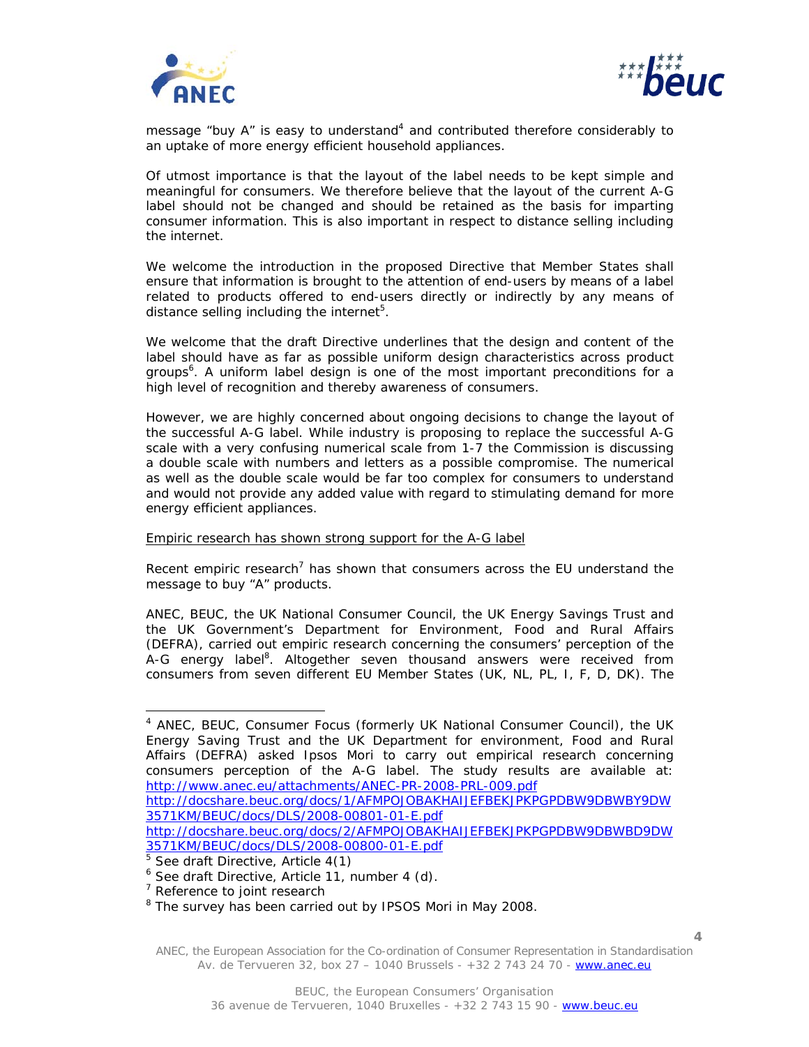message "buy A" is easy to understand[4] and contributed therefore considerably to an uptake of more energy efficient household appliances.

Of utmost importance is that the layout of the label needs to be kept simple and meaningful for consumers. We therefore believe that the layout of the current A-G label should not be changed and should be retained as the basis for imparting consumer information. This is also important in respect to distance selling including the internet.

We welcome the introduction in the proposed Directive that Member States shall ensure that information is brought to the attention of end-users by means of a label related to products offered to end-users directly or indirectly by any means of distance selling including the internet[5].

We welcome that the draft Directive underlines that the design and content of the label should have as far as possible uniform design characteristics across product groups[6]. A uniform label design is one of the most important preconditions for a high level of recognition and thereby awareness of consumers.

However, we are highly concerned about ongoing decisions to change the layout of the successful A-G label. While industry is proposing to replace the successful A-G scale with a very confusing numerical scale from 1-7 the Commission is discussing a double scale with numbers and letters as a possible compromise. The numerical as well as the double scale would be far too complex for consumers to understand and would not provide any added value with regard to stimulating demand for more energy efficient appliances.

<u>Empiric research has shown strong support for the A-G label</u>

Recent empiric research[7] has shown that consumers across the EU understand the message to buy "A" products.

ANEC, BEUC, the UK National Consumer Council, the UK Energy Savings Trust and the UK Government's Department for Environment, Food and Rural Affairs (DEFRA), carried out empiric research concerning the consumers' perception of the A-G energy label[8]. Altogether seven thousand answers were received from consumers from seven different EU Member States (UK, NL, PL, I, F, D, DK). The

---

[4] ANEC, BEUC, Consumer Focus (formerly UK National Consumer Council), the UK Energy Saving Trust and the UK Department for environment, Food and Rural Affairs (DEFRA) asked Ipsos Mori to carry out empirical research concerning consumers perception of the A-G label. The study results are available at: http://www.anec.eu/attachments/ANEC-PR-2008-PRL-009.pdf
http://docshare.beuc.org/docs/1/AFMPOJOBAKHAIJEFBEKJPKPGPDBW9DBWBY9DW3571KM/BEUC/docs/DLS/2008-00801-01-E.pdf
http://docshare.beuc.org/docs/2/AFMPOJOBAKHAIJEFBEKJPKPGPDBW9DBWBD9DW3571KM/BEUC/docs/DLS/2008-00800-01-E.pdf

[5] See draft Directive, Article 4(1)

[6] See draft Directive, Article 11, number 4 (d).

[7] Reference to joint research

[8] The survey has been carried out by IPSOS Mori in May 2008.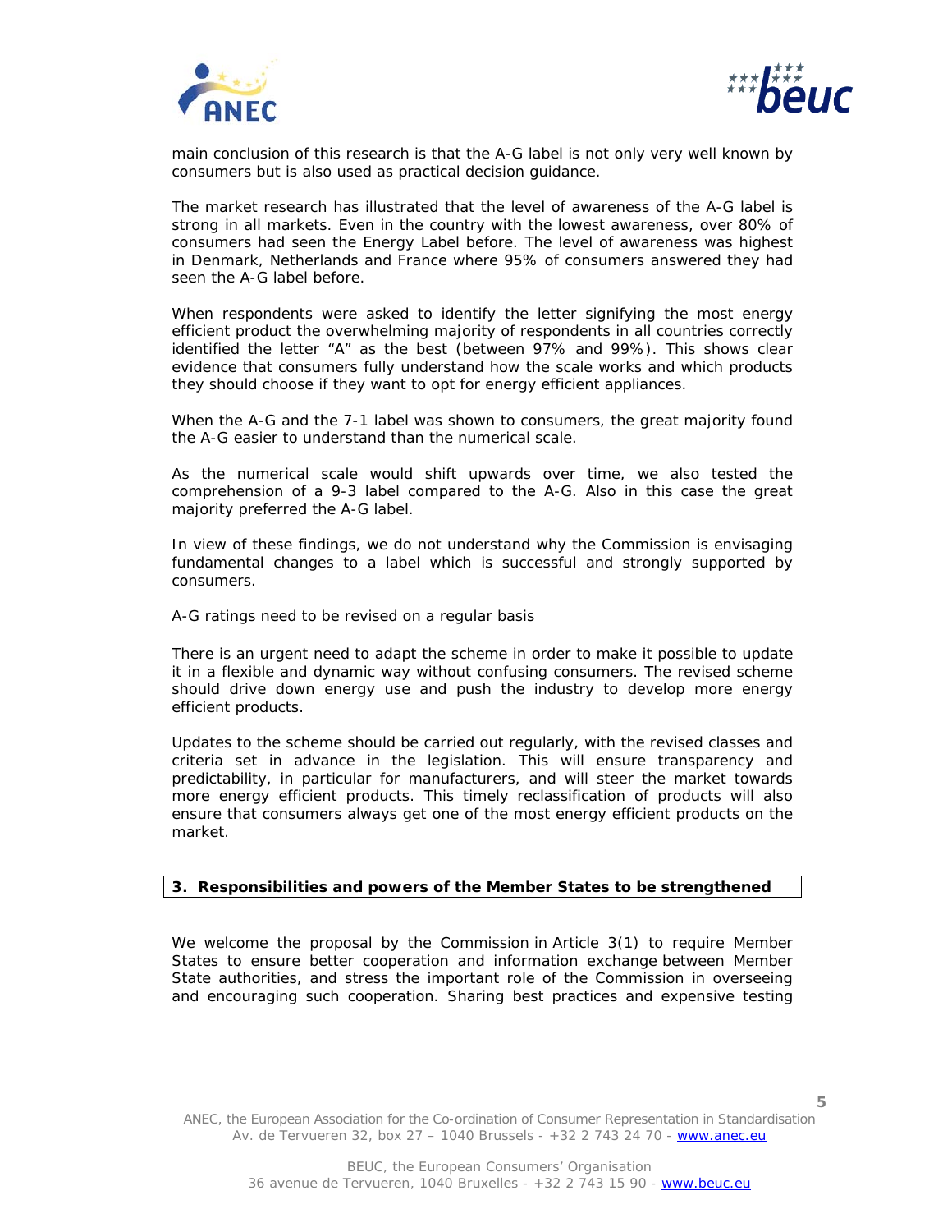main conclusion of this research is that the A-G label is not only very well known by consumers but is also used as practical decision guidance.

The market research has illustrated that the level of awareness of the A-G label is strong in all markets. Even in the country with the lowest awareness, over 80% of consumers had seen the Energy Label before. The level of awareness was highest in Denmark, Netherlands and France where 95% of consumers answered they had seen the A-G label before.

When respondents were asked to identify the letter signifying the most energy efficient product the overwhelming majority of respondents in all countries correctly identified the letter "A" as the best (between 97% and 99%). This shows clear evidence that consumers fully understand how the scale works and which products they should choose if they want to opt for energy efficient appliances.

When the A-G and the 7-1 label was shown to consumers, the great majority found the A-G easier to understand than the numerical scale.

As the numerical scale would shift upwards over time, we also tested the comprehension of a 9-3 label compared to the A-G. Also in this case the great majority preferred the A-G label.

In view of these findings, we do not understand why the Commission is envisaging fundamental changes to a label which is successful and strongly supported by consumers.

<u>A-G ratings need to be revised on a regular basis</u>

There is an urgent need to adapt the scheme in order to make it possible to update it in a flexible and dynamic way without confusing consumers. The revised scheme should drive down energy use and push the industry to develop more energy efficient products.

Updates to the scheme should be carried out regularly, with the revised classes and criteria set in advance in the legislation. This will ensure transparency and predictability, in particular for manufacturers, and will steer the market towards more energy efficient products. This timely reclassification of products will also ensure that consumers always get one of the most energy efficient products on the market.

## 3. Responsibilities and powers of the Member States to be strengthened

We welcome the proposal by the Commission in Article 3(1) to require Member States to ensure better cooperation and information exchange between Member State authorities, and stress the important role of the Commission in overseeing and encouraging such cooperation. Sharing best practices and expensive testing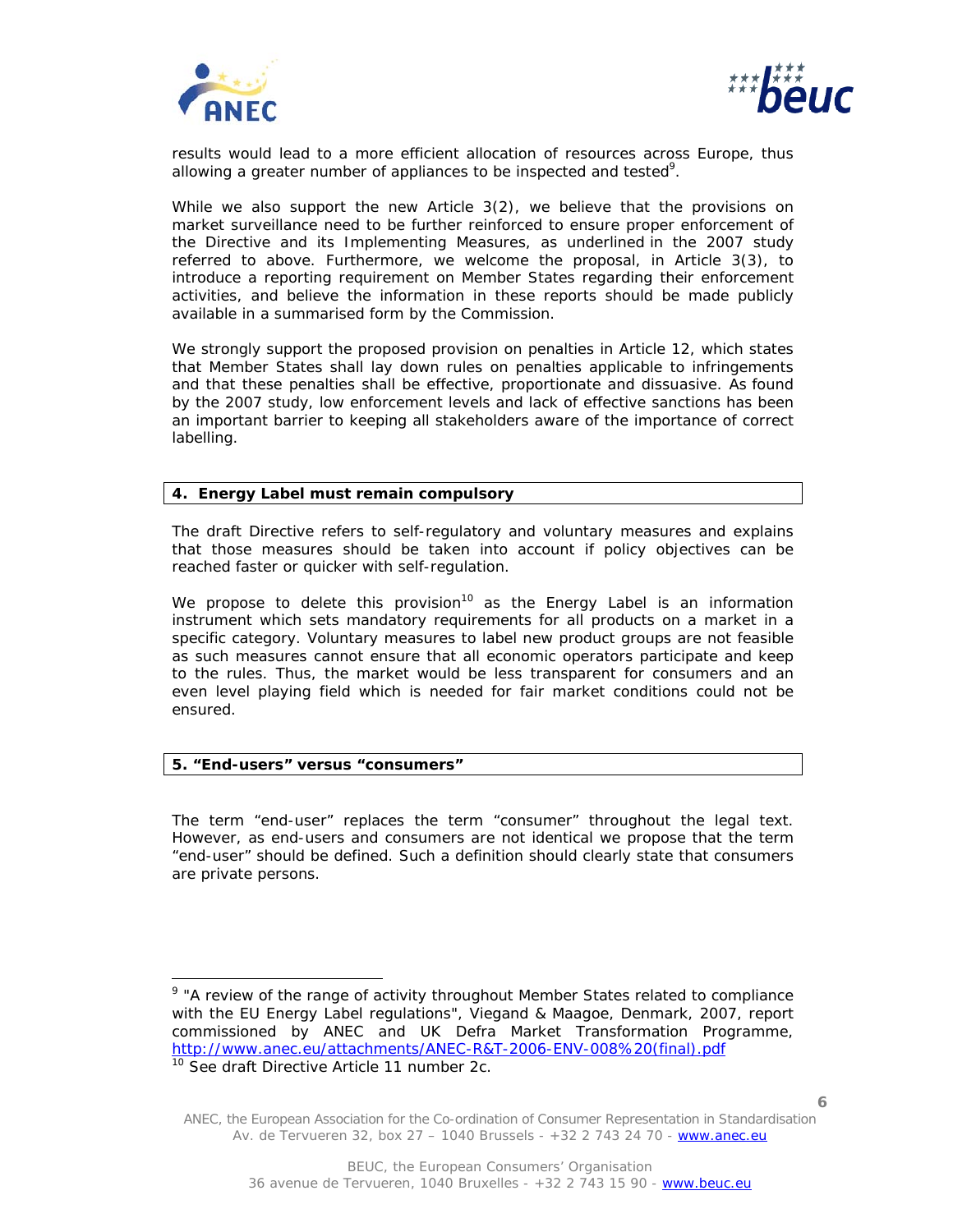results would lead to a more efficient allocation of resources across Europe, thus allowing a greater number of appliances to be inspected and tested[9].

While we also support the new Article 3(2), we believe that the provisions on market surveillance need to be further reinforced to ensure proper enforcement of the Directive and its Implementing Measures, as underlined in the 2007 study referred to above. Furthermore, we welcome the proposal, in Article 3(3), to introduce a reporting requirement on Member States regarding their enforcement activities, and believe the information in these reports should be made publicly available in a summarised form by the Commission.

We strongly support the proposed provision on penalties in Article 12, which states that Member States shall lay down rules on penalties applicable to infringements and that these penalties shall be effective, proportionate and dissuasive. As found by the 2007 study, low enforcement levels and lack of effective sanctions has been an important barrier to keeping all stakeholders aware of the importance of correct labelling.

## 4. Energy Label must remain compulsory

The draft Directive refers to self-regulatory and voluntary measures and explains that those measures should be taken into account if policy objectives can be reached faster or quicker with self-regulation.

We propose to delete this provision[10] as the Energy Label is an information instrument which sets mandatory requirements for all products on a market in a specific category. Voluntary measures to label new product groups are not feasible as such measures cannot ensure that all economic operators participate and keep to the rules. Thus, the market would be less transparent for consumers and an even level playing field which is needed for fair market conditions could not be ensured.

## 5. "End-users" versus "consumers"

The term "end-user" replaces the term "consumer" throughout the legal text. However, as end-users and consumers are not identical we propose that the term "end-user" should be defined. Such a definition should clearly state that consumers are private persons.

---

[9] "A review of the range of activity throughout Member States related to compliance with the EU Energy Label regulations", Viegand & Maagoe, Denmark, 2007, report commissioned by ANEC and UK Defra Market Transformation Programme, http://www.anec.eu/attachments/ANEC-R&T-2006-ENV-008%20(final).pdf

[10] See draft Directive Article 11 number 2c.